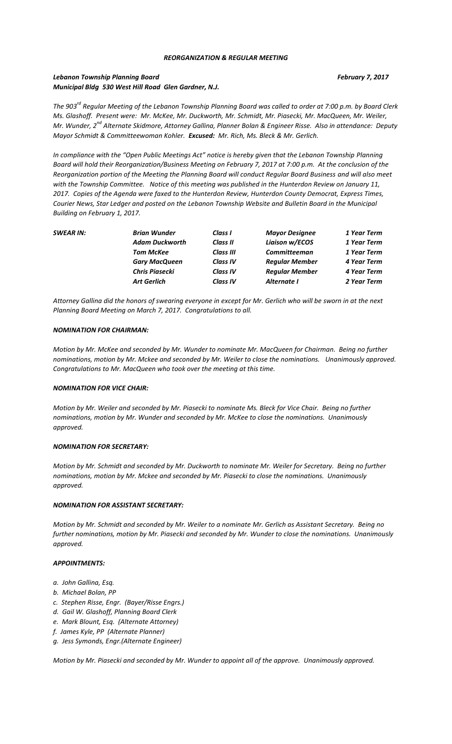# *REORGANIZATION & REGULAR MEETING*

***Lebanon Township Planning Board*** ***February 7, 2017***
***Municipal Bldg 530 West Hill Road Glen Gardner, N.J.***

*The 903rd Regular Meeting of the Lebanon Township Planning Board was called to order at 7:00 p.m. by Board Clerk Ms. Glashoff. Present were: Mr. McKee, Mr. Duckworth, Mr. Schmidt, Mr. Piasecki, Mr. MacQueen, Mr. Weiler, Mr. Wunder, 2nd Alternate Skidmore, Attorney Gallina, Planner Bolan & Engineer Risse. Also in attendance: Deputy Mayor Schmidt & Committeewoman Kohler.* ***Excused:*** *Mr. Rich, Ms. Bleck & Mr. Gerlich.*

*In compliance with the "Open Public Meetings Act" notice is hereby given that the Lebanon Township Planning Board will hold their Reorganization/Business Meeting on February 7, 2017 at 7:00 p.m. At the conclusion of the Reorganization portion of the Meeting the Planning Board will conduct Regular Board Business and will also meet with the Township Committee. Notice of this meeting was published in the Hunterdon Review on January 11, 2017. Copies of the Agenda were faxed to the Hunterdon Review, Hunterdon County Democrat, Express Times, Courier News, Star Ledger and posted on the Lebanon Township Website and Bulletin Board in the Municipal Building on February 1, 2017.*

| | | | | |
|---|---|---|---|---|
| ***SWEAR IN:*** | ***Brian Wunder*** | ***Class I*** | ***Mayor Designee*** | ***1 Year Term*** |
| | ***Adam Duckworth*** | ***Class II*** | ***Liaison w/ECOS*** | ***1 Year Term*** |
| | ***Tom McKee*** | ***Class III*** | ***Committeeman*** | ***1 Year Term*** |
| | ***Gary MacQueen*** | ***Class IV*** | ***Regular Member*** | ***4 Year Term*** |
| | ***Chris Piasecki*** | ***Class IV*** | ***Regular Member*** | ***4 Year Term*** |
| | ***Art Gerlich*** | ***Class IV*** | ***Alternate I*** | ***2 Year Term*** |

*Attorney Gallina did the honors of swearing everyone in except for Mr. Gerlich who will be sworn in at the next Planning Board Meeting on March 7, 2017. Congratulations to all.*

***NOMINATION FOR CHAIRMAN:***

*Motion by Mr. McKee and seconded by Mr. Wunder to nominate Mr. MacQueen for Chairman. Being no further nominations, motion by Mr. Mckee and seconded by Mr. Weiler to close the nominations. Unanimously approved. Congratulations to Mr. MacQueen who took over the meeting at this time.*

***NOMINATION FOR VICE CHAIR:***

*Motion by Mr. Weiler and seconded by Mr. Piasecki to nominate Ms. Bleck for Vice Chair. Being no further nominations, motion by Mr. Wunder and seconded by Mr. McKee to close the nominations. Unanimously approved.*

***NOMINATION FOR SECRETARY:***

*Motion by Mr. Schmidt and seconded by Mr. Duckworth to nominate Mr. Weiler for Secretary. Being no further nominations, motion by Mr. Mckee and seconded by Mr. Piasecki to close the nominations. Unanimously approved.*

***NOMINATION FOR ASSISTANT SECRETARY:***

*Motion by Mr. Schmidt and seconded by Mr. Weiler to a nominate Mr. Gerlich as Assistant Secretary. Being no further nominations, motion by Mr. Piasecki and seconded by Mr. Wunder to close the nominations. Unanimously approved.*

***APPOINTMENTS:***

*a. John Gallina, Esq.*
*b. Michael Bolan, PP*
*c. Stephen Risse, Engr. (Bayer/Risse Engrs.)*
*d. Gail W. Glashoff, Planning Board Clerk*
*e. Mark Blount, Esq. (Alternate Attorney)*
*f. James Kyle, PP (Alternate Planner)*
*g. Jess Symonds, Engr.(Alternate Engineer)*

*Motion by Mr. Piasecki and seconded by Mr. Wunder to appoint all of the approve. Unanimously approved.*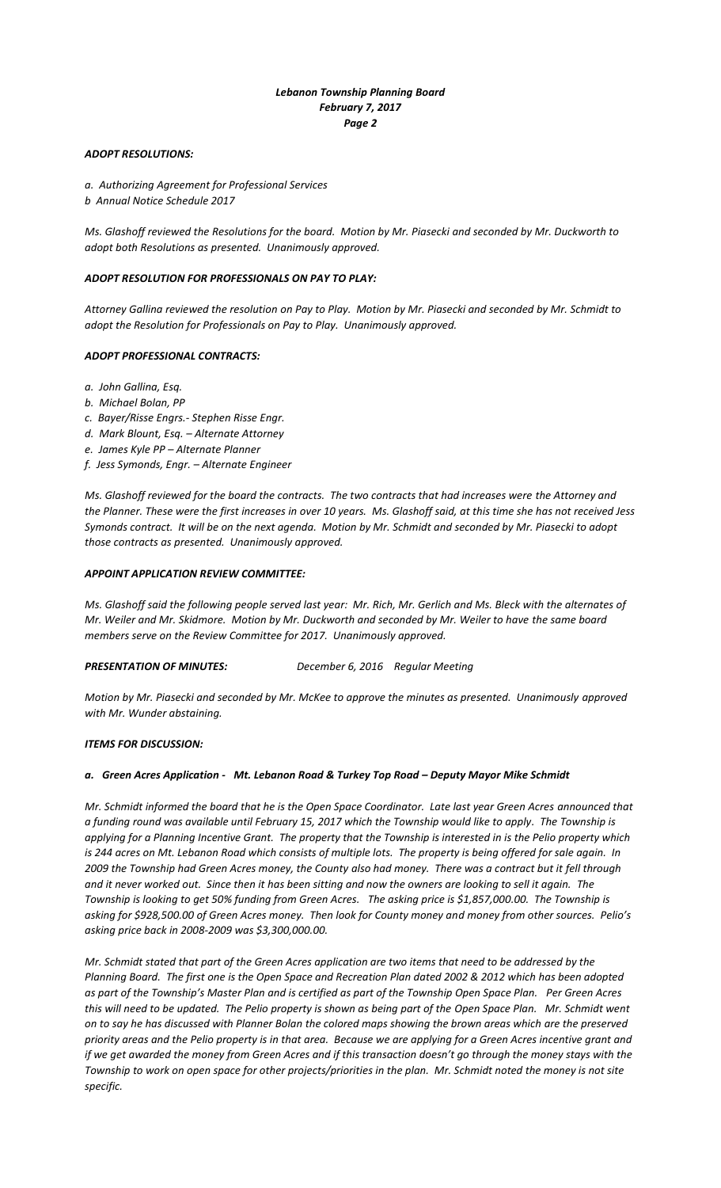*ADOPT RESOLUTIONS:*

*a. Authorizing Agreement for Professional Services*
*b Annual Notice Schedule 2017*

*Ms. Glashoff reviewed the Resolutions for the board. Motion by Mr. Piasecki and seconded by Mr. Duckworth to adopt both Resolutions as presented. Unanimously approved.*

***ADOPT RESOLUTION FOR PROFESSIONALS ON PAY TO PLAY:***

*Attorney Gallina reviewed the resolution on Pay to Play. Motion by Mr. Piasecki and seconded by Mr. Schmidt to adopt the Resolution for Professionals on Pay to Play. Unanimously approved.*

***ADOPT PROFESSIONAL CONTRACTS:***

*a. John Gallina, Esq.*
*b. Michael Bolan, PP*
*c. Bayer/Risse Engrs.- Stephen Risse Engr.*
*d. Mark Blount, Esq. – Alternate Attorney*
*e. James Kyle PP – Alternate Planner*
*f. Jess Symonds, Engr. – Alternate Engineer*

*Ms. Glashoff reviewed for the board the contracts. The two contracts that had increases were the Attorney and the Planner. These were the first increases in over 10 years. Ms. Glashoff said, at this time she has not received Jess Symonds contract. It will be on the next agenda. Motion by Mr. Schmidt and seconded by Mr. Piasecki to adopt those contracts as presented. Unanimously approved.*

***APPOINT APPLICATION REVIEW COMMITTEE:***

*Ms. Glashoff said the following people served last year: Mr. Rich, Mr. Gerlich and Ms. Bleck with the alternates of Mr. Weiler and Mr. Skidmore. Motion by Mr. Duckworth and seconded by Mr. Weiler to have the same board members serve on the Review Committee for 2017. Unanimously approved.*

***PRESENTATION OF MINUTES:*** *December 6, 2016 Regular Meeting*

*Motion by Mr. Piasecki and seconded by Mr. McKee to approve the minutes as presented. Unanimously approved with Mr. Wunder abstaining.*

***ITEMS FOR DISCUSSION:***

***a. Green Acres Application - Mt. Lebanon Road & Turkey Top Road – Deputy Mayor Mike Schmidt***

*Mr. Schmidt informed the board that he is the Open Space Coordinator. Late last year Green Acres announced that a funding round was available until February 15, 2017 which the Township would like to apply. The Township is applying for a Planning Incentive Grant. The property that the Township is interested in is the Pelio property which is 244 acres on Mt. Lebanon Road which consists of multiple lots. The property is being offered for sale again. In 2009 the Township had Green Acres money, the County also had money. There was a contract but it fell through and it never worked out. Since then it has been sitting and now the owners are looking to sell it again. The Township is looking to get 50% funding from Green Acres. The asking price is $1,857,000.00. The Township is asking for $928,500.00 of Green Acres money. Then look for County money and money from other sources. Pelio's asking price back in 2008-2009 was $3,300,000.00.*

*Mr. Schmidt stated that part of the Green Acres application are two items that need to be addressed by the Planning Board. The first one is the Open Space and Recreation Plan dated 2002 & 2012 which has been adopted as part of the Township's Master Plan and is certified as part of the Township Open Space Plan. Per Green Acres this will need to be updated. The Pelio property is shown as being part of the Open Space Plan. Mr. Schmidt went on to say he has discussed with Planner Bolan the colored maps showing the brown areas which are the preserved priority areas and the Pelio property is in that area. Because we are applying for a Green Acres incentive grant and if we get awarded the money from Green Acres and if this transaction doesn't go through the money stays with the Township to work on open space for other projects/priorities in the plan. Mr. Schmidt noted the money is not site specific.*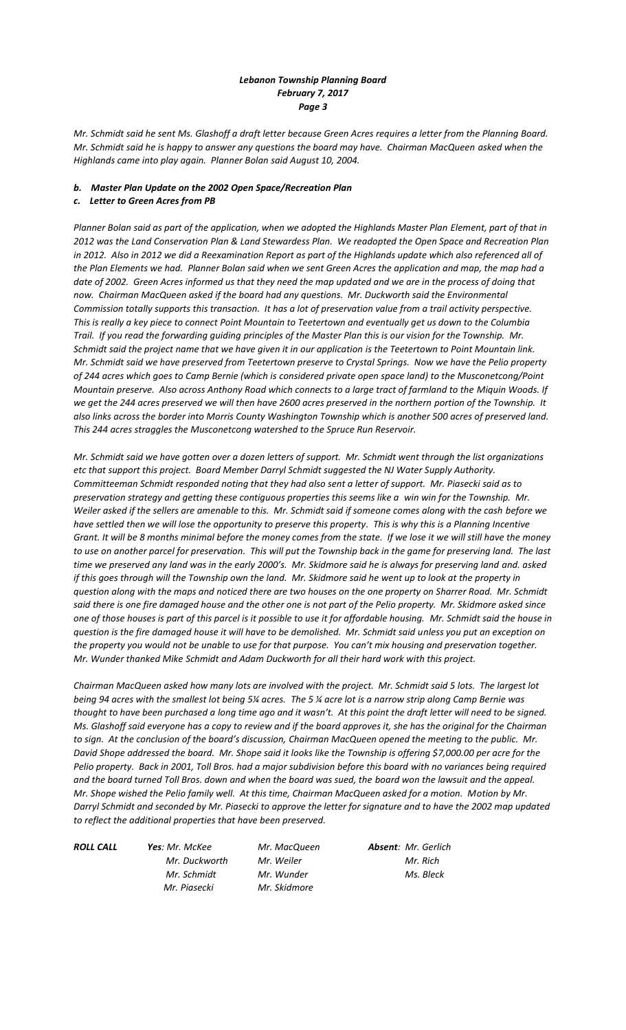*Mr. Schmidt said he sent Ms. Glashoff a draft letter because Green Acres requires a letter from the Planning Board. Mr. Schmidt said he is happy to answer any questions the board may have. Chairman MacQueen asked when the Highlands came into play again. Planner Bolan said August 10, 2004.*

***b. Master Plan Update on the 2002 Open Space/Recreation Plan***

***c. Letter to Green Acres from PB***

*Planner Bolan said as part of the application, when we adopted the Highlands Master Plan Element, part of that in 2012 was the Land Conservation Plan & Land Stewardess Plan. We readopted the Open Space and Recreation Plan in 2012. Also in 2012 we did a Reexamination Report as part of the Highlands update which also referenced all of the Plan Elements we had. Planner Bolan said when we sent Green Acres the application and map, the map had a date of 2002. Green Acres informed us that they need the map updated and we are in the process of doing that now. Chairman MacQueen asked if the board had any questions. Mr. Duckworth said the Environmental Commission totally supports this transaction. It has a lot of preservation value from a trail activity perspective. This is really a key piece to connect Point Mountain to Teetertown and eventually get us down to the Columbia Trail. If you read the forwarding guiding principles of the Master Plan this is our vision for the Township. Mr. Schmidt said the project name that we have given it in our application is the Teetertown to Point Mountain link. Mr. Schmidt said we have preserved from Teetertown preserve to Crystal Springs. Now we have the Pelio property of 244 acres which goes to Camp Bernie (which is considered private open space land) to the Musconetcong/Point Mountain preserve. Also across Anthony Road which connects to a large tract of farmland to the Miquin Woods. If we get the 244 acres preserved we will then have 2600 acres preserved in the northern portion of the Township. It also links across the border into Morris County Washington Township which is another 500 acres of preserved land. This 244 acres straggles the Musconetcong watershed to the Spruce Run Reservoir.*

*Mr. Schmidt said we have gotten over a dozen letters of support. Mr. Schmidt went through the list organizations etc that support this project. Board Member Darryl Schmidt suggested the NJ Water Supply Authority. Committeeman Schmidt responded noting that they had also sent a letter of support. Mr. Piasecki said as to preservation strategy and getting these contiguous properties this seems like a win win for the Township. Mr. Weiler asked if the sellers are amenable to this. Mr. Schmidt said if someone comes along with the cash before we have settled then we will lose the opportunity to preserve this property. This is why this is a Planning Incentive Grant. It will be 8 months minimal before the money comes from the state. If we lose it we will still have the money to use on another parcel for preservation. This will put the Township back in the game for preserving land. The last time we preserved any land was in the early 2000's. Mr. Skidmore said he is always for preserving land and. asked if this goes through will the Township own the land. Mr. Skidmore said he went up to look at the property in question along with the maps and noticed there are two houses on the one property on Sharrer Road. Mr. Schmidt said there is one fire damaged house and the other one is not part of the Pelio property. Mr. Skidmore asked since one of those houses is part of this parcel is it possible to use it for affordable housing. Mr. Schmidt said the house in question is the fire damaged house it will have to be demolished. Mr. Schmidt said unless you put an exception on the property you would not be unable to use for that purpose. You can't mix housing and preservation together. Mr. Wunder thanked Mike Schmidt and Adam Duckworth for all their hard work with this project.*

*Chairman MacQueen asked how many lots are involved with the project. Mr. Schmidt said 5 lots. The largest lot being 94 acres with the smallest lot being 5¼ acres. The 5 ¼ acre lot is a narrow strip along Camp Bernie was thought to have been purchased a long time ago and it wasn't. At this point the draft letter will need to be signed. Ms. Glashoff said everyone has a copy to review and if the board approves it, she has the original for the Chairman to sign. At the conclusion of the board's discussion, Chairman MacQueen opened the meeting to the public. Mr. David Shope addressed the board. Mr. Shope said it looks like the Township is offering $7,000.00 per acre for the Pelio property. Back in 2001, Toll Bros. had a major subdivision before this board with no variances being required and the board turned Toll Bros. down and when the board was sued, the board won the lawsuit and the appeal. Mr. Shope wished the Pelio family well. At this time, Chairman MacQueen asked for a motion. Motion by Mr. Darryl Schmidt and seconded by Mr. Piasecki to approve the letter for signature and to have the 2002 map updated to reflect the additional properties that have been preserved.*

| | | | |
|---|---|---|---|
| ***ROLL CALL*** | ***Yes**: Mr. McKee* | *Mr. MacQueen* | ***Absent**: Mr. Gerlich* |
| | *Mr. Duckworth* | *Mr. Weiler* | *Mr. Rich* |
| | *Mr. Schmidt* | *Mr. Wunder* | *Ms. Bleck* |
| | *Mr. Piasecki* | *Mr. Skidmore* | |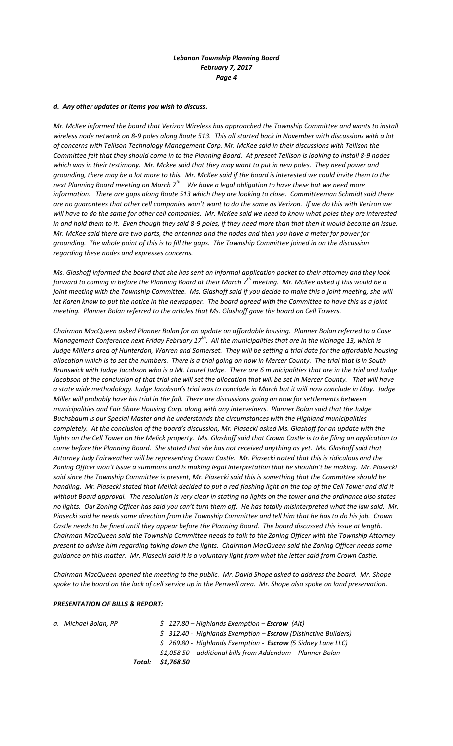*d. Any other updates or items you wish to discuss.*

*Mr. McKee informed the board that Verizon Wireless has approached the Township Committee and wants to install wireless node network on 8-9 poles along Route 513. This all started back in November with discussions with a lot of concerns with Tellison Technology Management Corp. Mr. McKee said in their discussions with Tellison the Committee felt that they should come in to the Planning Board. At present Tellison is looking to install 8-9 nodes which was in their testimony. Mr. Mckee said that they may want to put in new poles. They need power and grounding, there may be a lot more to this. Mr. McKee said if the board is interested we could invite them to the next Planning Board meeting on March 7th. We have a legal obligation to have these but we need more information. There are gaps along Route 513 which they are looking to close. Committeeman Schmidt said there are no guarantees that other cell companies won't want to do the same as Verizon. If we do this with Verizon we will have to do the same for other cell companies. Mr. McKee said we need to know what poles they are interested in and hold them to it. Even though they said 8-9 poles, if they need more than that then it would become an issue. Mr. McKee said there are two parts, the antennas and the nodes and then you have a meter for power for grounding. The whole point of this is to fill the gaps. The Township Committee joined in on the discussion regarding these nodes and expresses concerns.*

*Ms. Glashoff informed the board that she has sent an informal application packet to their attorney and they look forward to coming in before the Planning Board at their March 7th meeting. Mr. McKee asked if this would be a joint meeting with the Township Committee. Ms. Glashoff said if you decide to make this a joint meeting, she will let Karen know to put the notice in the newspaper. The board agreed with the Committee to have this as a joint meeting. Planner Bolan referred to the articles that Ms. Glashoff gave the board on Cell Towers.*

*Chairman MacQueen asked Planner Bolan for an update on affordable housing. Planner Bolan referred to a Case Management Conference next Friday February 17th. All the municipalities that are in the vicinage 13, which is Judge Miller's area of Hunterdon, Warren and Somerset. They will be setting a trial date for the affordable housing allocation which is to set the numbers. There is a trial going on now in Mercer County. The trial that is in South Brunswick with Judge Jacobson who is a Mt. Laurel Judge. There are 6 municipalities that are in the trial and Judge Jacobson at the conclusion of that trial she will set the allocation that will be set in Mercer County. That will have a state wide methodology. Judge Jacobson's trial was to conclude in March but it will now conclude in May. Judge Miller will probably have his trial in the fall. There are discussions going on now for settlements between municipalities and Fair Share Housing Corp. along with any interveiners. Planner Bolan said that the Judge Buchsbaum is our Special Master and he understands the circumstances with the Highland municipalities completely. At the conclusion of the board's discussion, Mr. Piasecki asked Ms. Glashoff for an update with the lights on the Cell Tower on the Melick property. Ms. Glashoff said that Crown Castle is to be filing an application to come before the Planning Board. She stated that she has not received anything as yet. Ms. Glashoff said that Attorney Judy Fairweather will be representing Crown Castle. Mr. Piasecki noted that this is ridiculous and the Zoning Officer won't issue a summons and is making legal interpretation that he shouldn't be making. Mr. Piasecki said since the Township Committee is present, Mr. Piasecki said this is something that the Committee should be handling. Mr. Piasecki stated that Melick decided to put a red flashing light on the top of the Cell Tower and did it without Board approval. The resolution is very clear in stating no lights on the tower and the ordinance also states no lights. Our Zoning Officer has said you can't turn them off. He has totally misinterpreted what the law said. Mr. Piasecki said he needs some direction from the Township Committee and tell him that he has to do his job. Crown Castle needs to be fined until they appear before the Planning Board. The board discussed this issue at length. Chairman MacQueen said the Township Committee needs to talk to the Zoning Officer with the Township Attorney present to advise him regarding taking down the lights. Chairman MacQueen said the Zoning Officer needs some guidance on this matter. Mr. Piasecki said it is a voluntary light from what the letter said from Crown Castle.*

*Chairman MacQueen opened the meeting to the public. Mr. David Shope asked to address the board. Mr. Shope spoke to the board on the lack of cell service up in the Penwell area. Mr. Shope also spoke on land preservation.*

***PRESENTATION OF BILLS & REPORT:***

*a. Michael Bolan, PP*

*$ 127.80 – Highlands Exemption – **Escrow** (Alt)*
*$ 312.40 - Highlands Exemption – **Escrow** (Distinctive Builders)*
*$ 269.80 - Highlands Exemption - **Escrow** (5 Sidney Lane LLC)*
*$1,058.50 – additional bills from Addendum – Planner Bolan*

***Total:** $1,768.50*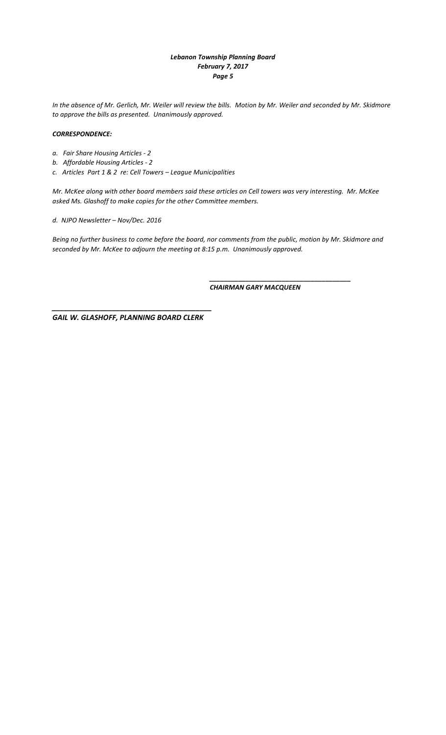*In the absence of Mr. Gerlich, Mr. Weiler will review the bills. Motion by Mr. Weiler and seconded by Mr. Skidmore to approve the bills as presented. Unanimously approved.*

***CORRESPONDENCE:***

*a. Fair Share Housing Articles - 2*

*b. Affordable Housing Articles - 2*

*c. Articles Part 1 & 2 re: Cell Towers – League Municipalities*

*Mr. McKee along with other board members said these articles on Cell towers was very interesting. Mr. McKee asked Ms. Glashoff to make copies for the other Committee members.*

*d. NJPO Newsletter – Nov/Dec. 2016*

*Being no further business to come before the board, nor comments from the public, motion by Mr. Skidmore and seconded by Mr. McKee to adjourn the meeting at 8:15 p.m. Unanimously approved.*

______________________________________

***CHAIRMAN GARY MACQUEEN***

______________________________________

***GAIL W. GLASHOFF, PLANNING BOARD CLERK***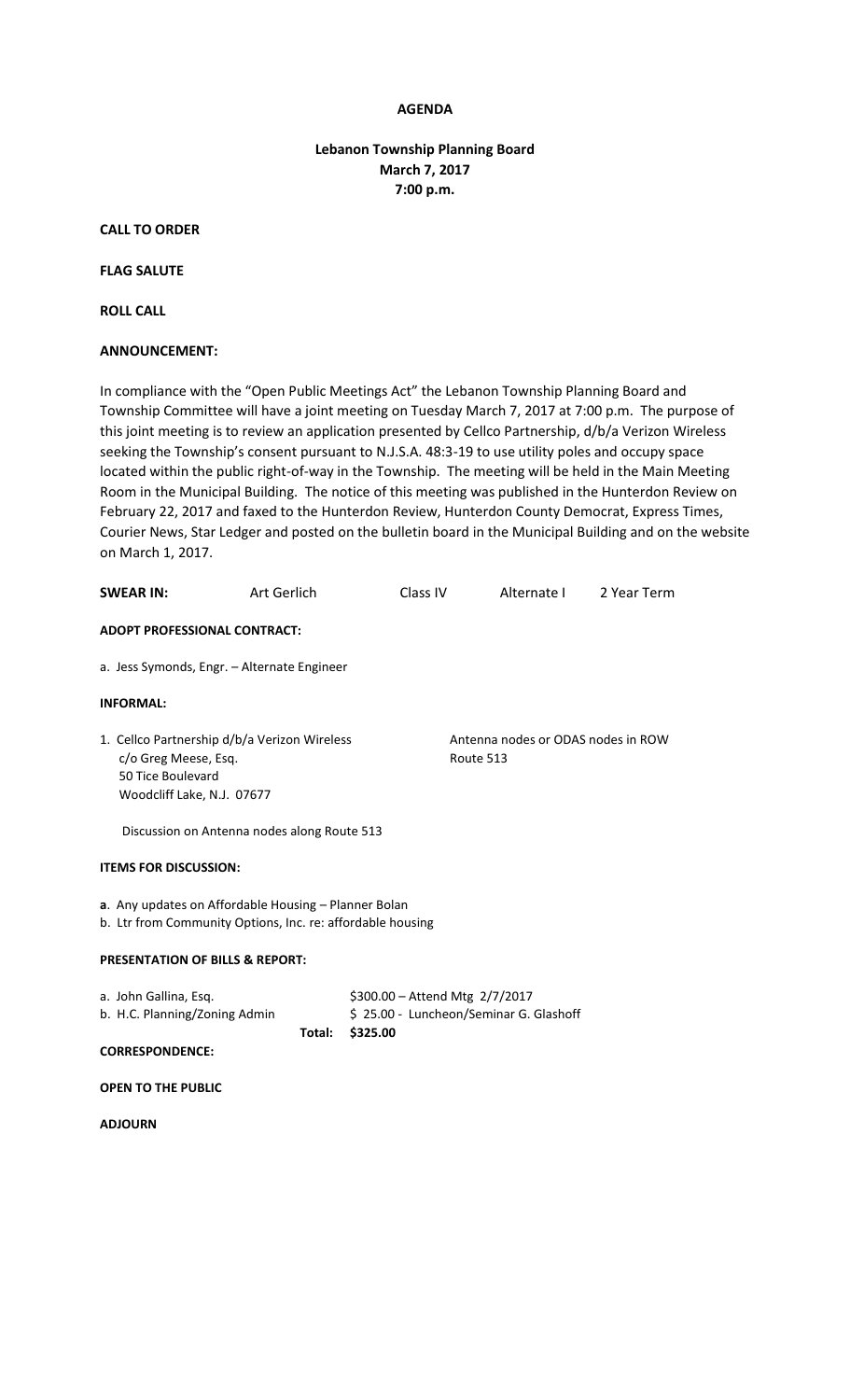**AGENDA**

**Lebanon Township Planning Board**
**March 7, 2017**
**7:00 p.m.**

**CALL TO ORDER**

**FLAG SALUTE**

**ROLL CALL**

**ANNOUNCEMENT:**

In compliance with the "Open Public Meetings Act" the Lebanon Township Planning Board and Township Committee will have a joint meeting on Tuesday March 7, 2017 at 7:00 p.m. The purpose of this joint meeting is to review an application presented by Cellco Partnership, d/b/a Verizon Wireless seeking the Township's consent pursuant to N.J.S.A. 48:3-19 to use utility poles and occupy space located within the public right-of-way in the Township. The meeting will be held in the Main Meeting Room in the Municipal Building. The notice of this meeting was published in the Hunterdon Review on February 22, 2017 and faxed to the Hunterdon Review, Hunterdon County Democrat, Express Times, Courier News, Star Ledger and posted on the bulletin board in the Municipal Building and on the website on March 1, 2017.

| | | | | |
|---|---|---|---|---|
| **SWEAR IN:** | Art Gerlich | Class IV | Alternate I | 2 Year Term |

**ADOPT PROFESSIONAL CONTRACT:**

a. Jess Symonds, Engr. – Alternate Engineer

**INFORMAL:**

1. Cellco Partnership d/b/a Verizon Wireless — Antenna nodes or ODAS nodes in ROW
   c/o Greg Meese, Esq. — Route 513
   50 Tice Boulevard
   Woodcliff Lake, N.J. 07677

   Discussion on Antenna nodes along Route 513

**ITEMS FOR DISCUSSION:**

**a**. Any updates on Affordable Housing – Planner Bolan
b. Ltr from Community Options, Inc. re: affordable housing

**PRESENTATION OF BILLS & REPORT:**

| | | |
|---|---|---|
| a. John Gallina, Esq. | | $300.00 – Attend Mtg 2/7/2017 |
| b. H.C. Planning/Zoning Admin | | $ 25.00 - Luncheon/Seminar G. Glashoff |
| | **Total:** | **$325.00** |

**CORRESPONDENCE:**

**OPEN TO THE PUBLIC**

**ADJOURN**